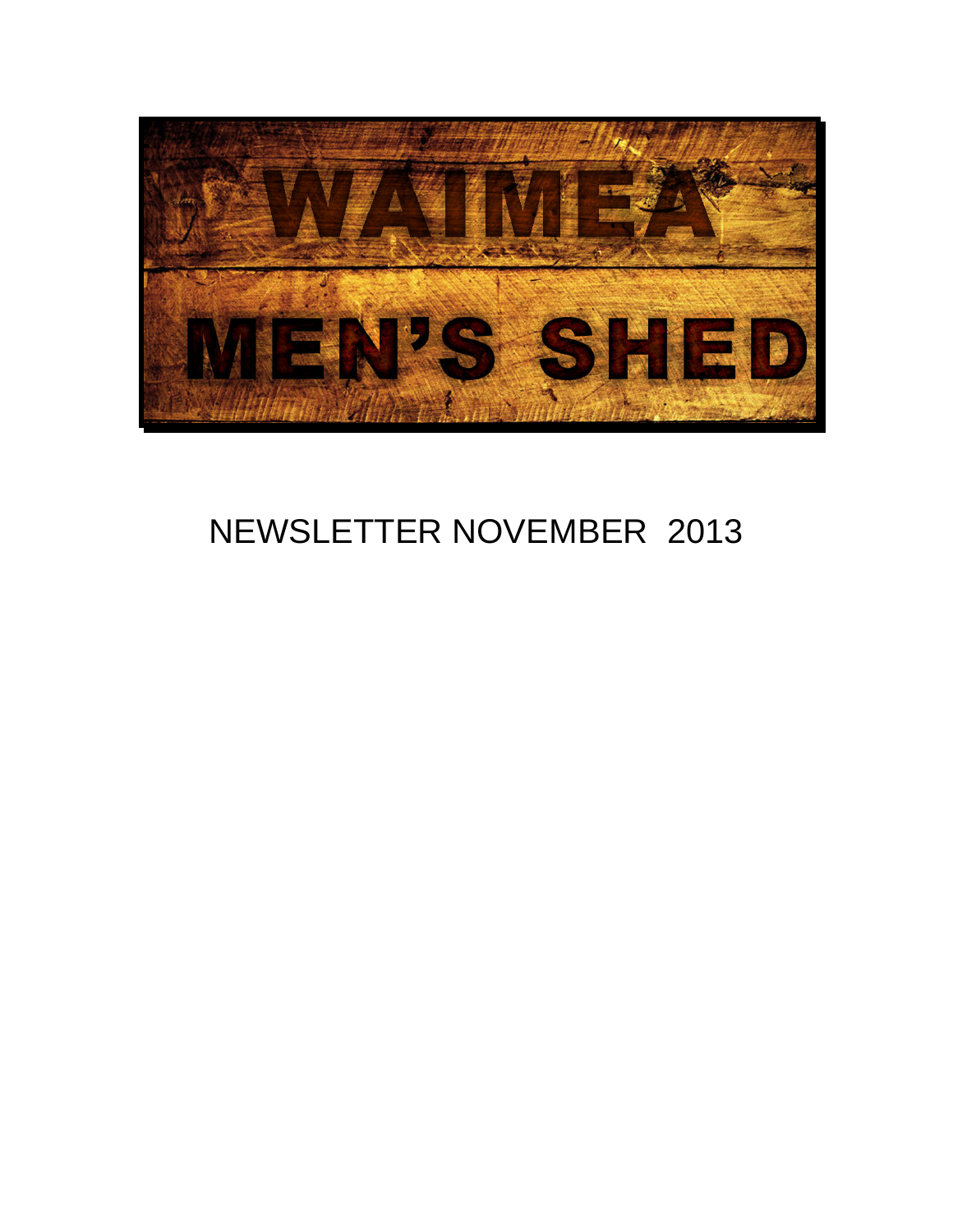# WAIMEA MEN'S SHED

NEWSLETTER NOVEMBER 2013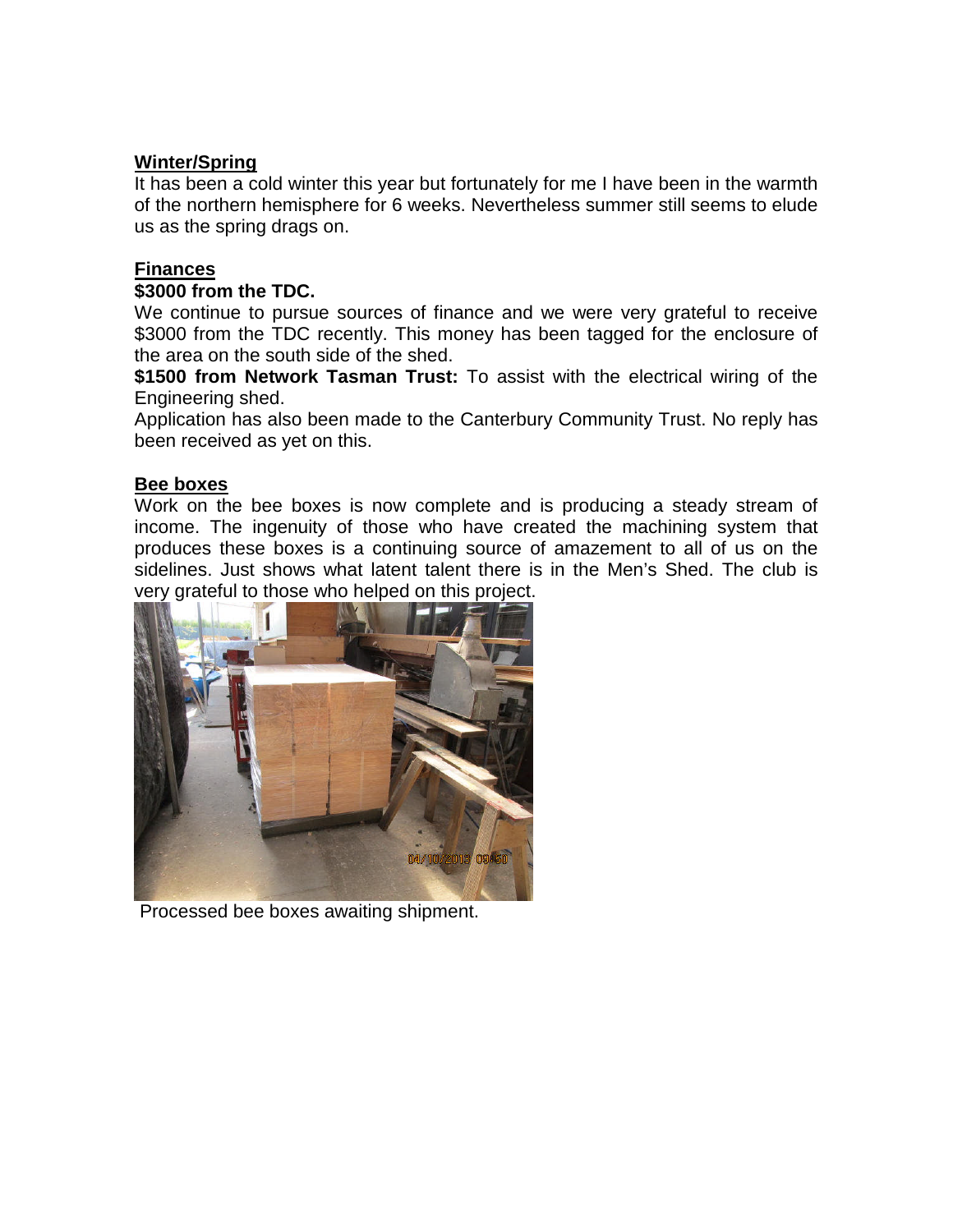**Winter/Spring**

It has been a cold winter this year but fortunately for me I have been in the warmth of the northern hemisphere for 6 weeks. Nevertheless summer still seems to elude us as the spring drags on.

**Finances**

**$3000 from the TDC.**

We continue to pursue sources of finance and we were very grateful to receive $3000 from the TDC recently. This money has been tagged for the enclosure of the area on the south side of the shed.

**$1500 from Network Tasman Trust:** To assist with the electrical wiring of the Engineering shed.

Application has also been made to the Canterbury Community Trust. No reply has been received as yet on this.

**Bee boxes**

Work on the bee boxes is now complete and is producing a steady stream of income. The ingenuity of those who have created the machining system that produces these boxes is a continuing source of amazement to all of us on the sidelines. Just shows what latent talent there is in the Men's Shed. The club is very grateful to those who helped on this project.

Processed bee boxes awaiting shipment.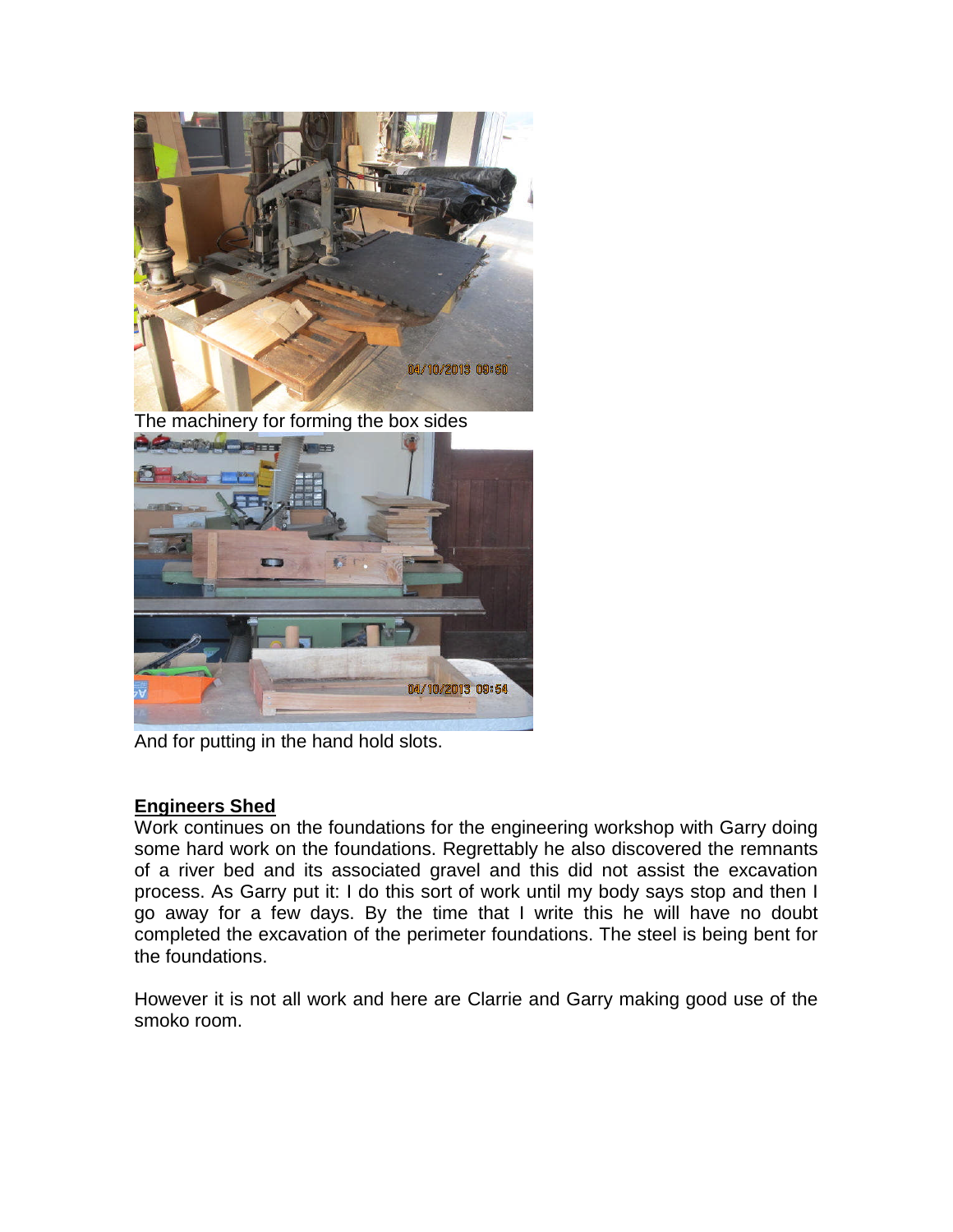The machinery for forming the box sides

And for putting in the hand hold slots.

**Engineers Shed**

Work continues on the foundations for the engineering workshop with Garry doing some hard work on the foundations. Regrettably he also discovered the remnants of a river bed and its associated gravel and this did not assist the excavation process. As Garry put it: I do this sort of work until my body says stop and then I go away for a few days. By the time that I write this he will have no doubt completed the excavation of the perimeter foundations. The steel is being bent for the foundations.

However it is not all work and here are Clarrie and Garry making good use of the smoko room.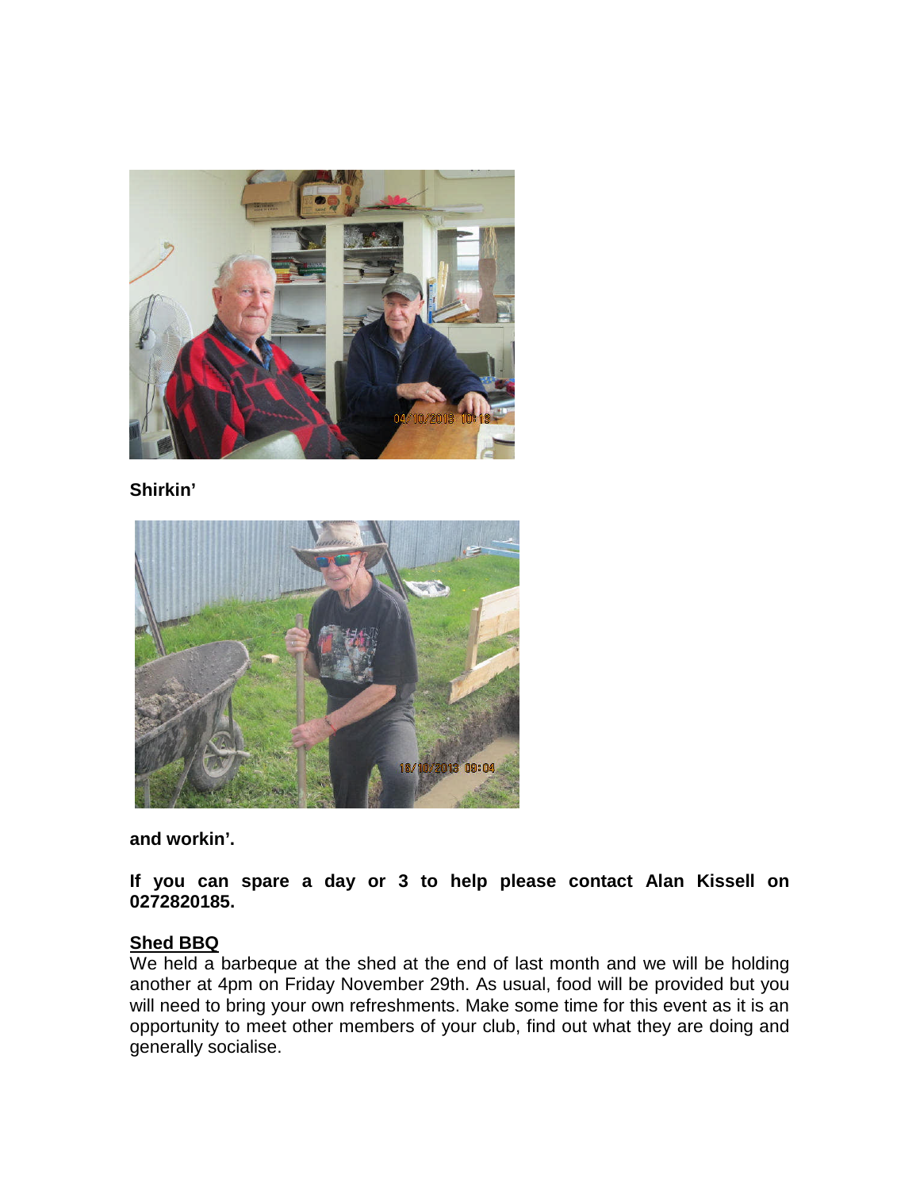**Shirkin'**

**and workin'.**

**If you can spare a day or 3 to help please contact Alan Kissell on 0272820185.**

**<u>Shed BBQ</u>**

We held a barbeque at the shed at the end of last month and we will be holding another at 4pm on Friday November 29th. As usual, food will be provided but you will need to bring your own refreshments. Make some time for this event as it is an opportunity to meet other members of your club, find out what they are doing and generally socialise.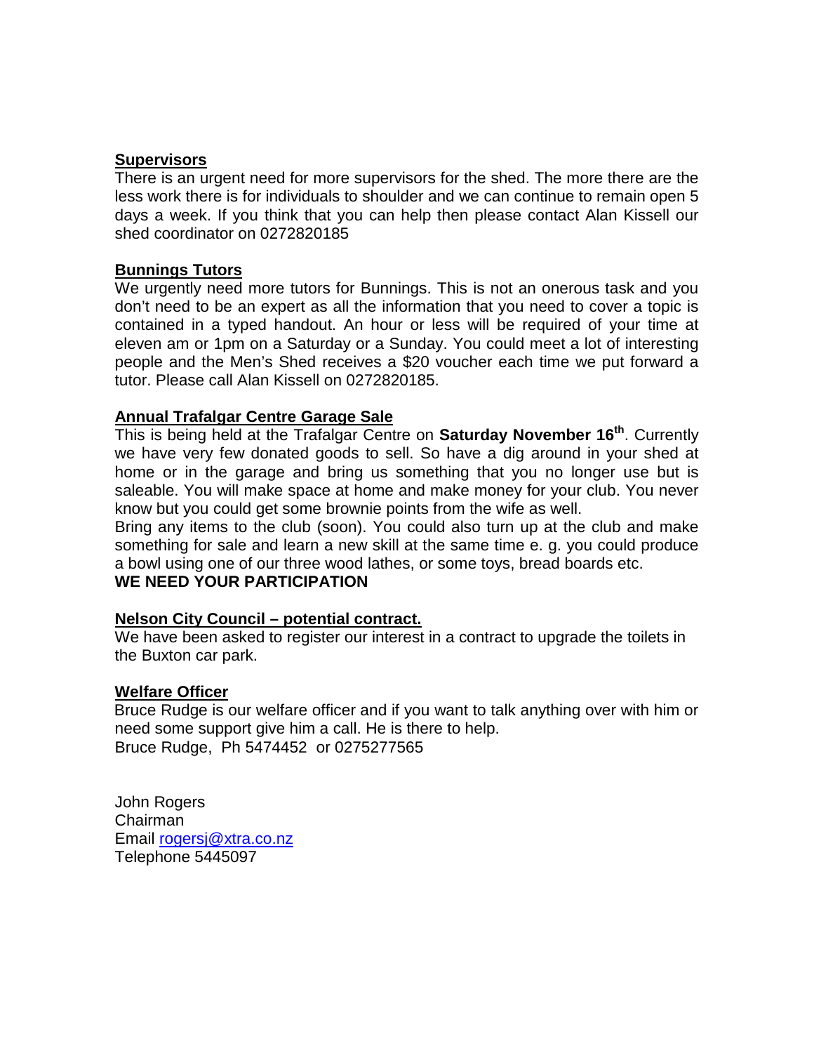## Supervisors

There is an urgent need for more supervisors for the shed. The more there are the less work there is for individuals to shoulder and we can continue to remain open 5 days a week. If you think that you can help then please contact Alan Kissell our shed coordinator on 0272820185

## Bunnings Tutors

We urgently need more tutors for Bunnings. This is not an onerous task and you don't need to be an expert as all the information that you need to cover a topic is contained in a typed handout. An hour or less will be required of your time at eleven am or 1pm on a Saturday or a Sunday. You could meet a lot of interesting people and the Men's Shed receives a $20 voucher each time we put forward a tutor. Please call Alan Kissell on 0272820185.

## Annual Trafalgar Centre Garage Sale

This is being held at the Trafalgar Centre on **Saturday November 16th**. Currently we have very few donated goods to sell. So have a dig around in your shed at home or in the garage and bring us something that you no longer use but is saleable. You will make space at home and make money for your club. You never know but you could get some brownie points from the wife as well.

Bring any items to the club (soon). You could also turn up at the club and make something for sale and learn a new skill at the same time e. g. you could produce a bowl using one of our three wood lathes, or some toys, bread boards etc.

**WE NEED YOUR PARTICIPATION**

## Nelson City Council – potential contract.

We have been asked to register our interest in a contract to upgrade the toilets in the Buxton car park.

## Welfare Officer

Bruce Rudge is our welfare officer and if you want to talk anything over with him or need some support give him a call. He is there to help.
Bruce Rudge, Ph 5474452 or 0275277565

John Rogers
Chairman
Email rogersj@xtra.co.nz
Telephone 5445097